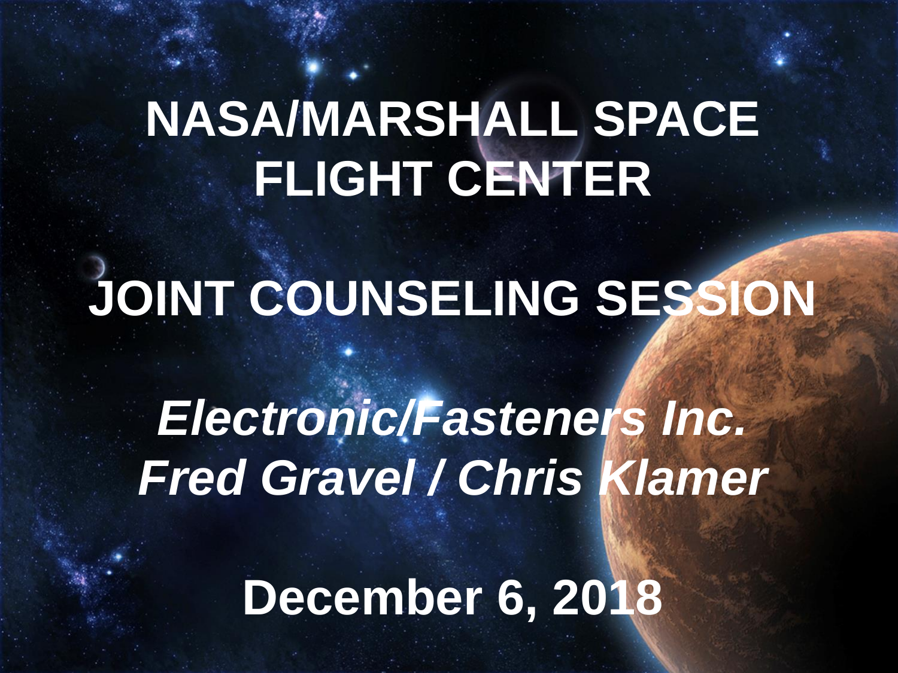# NASA/MARSHALL SPACE FLIGHT CENTER

# JOINT COUNSELING SESSION

***Electronic/Fasteners Inc.***
***Fred Gravel / Chris Klamer***

**December 6, 2018**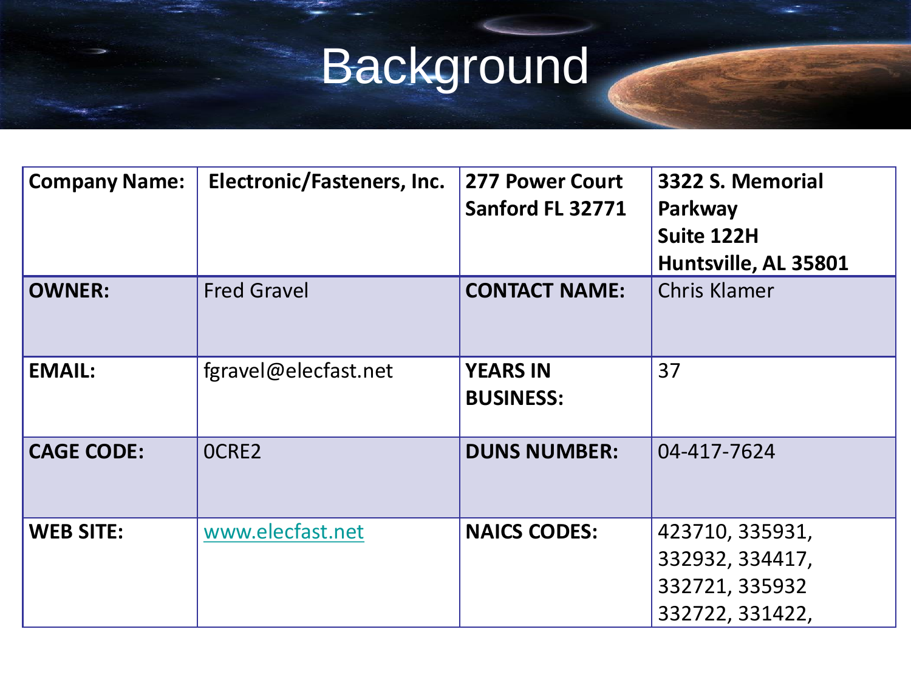# Background

| Company Name: | Electronic/Fasteners, Inc. | 277 Power Court<br>Sanford FL 32771 | 3322 S. Memorial Parkway<br>Suite 122H<br>Huntsville, AL 35801 |
|---|---|---|---|
| OWNER: | Fred Gravel | CONTACT NAME: | Chris Klamer |
| EMAIL: | fgravel@elecfast.net | YEARS IN BUSINESS: | 37 |
| CAGE CODE: | 0CRE2 | DUNS NUMBER: | 04-417-7624 |
| WEB SITE: | www.elecfast.net | NAICS CODES: | 423710, 335931, 332932, 334417, 332721, 335932 332722, 331422, |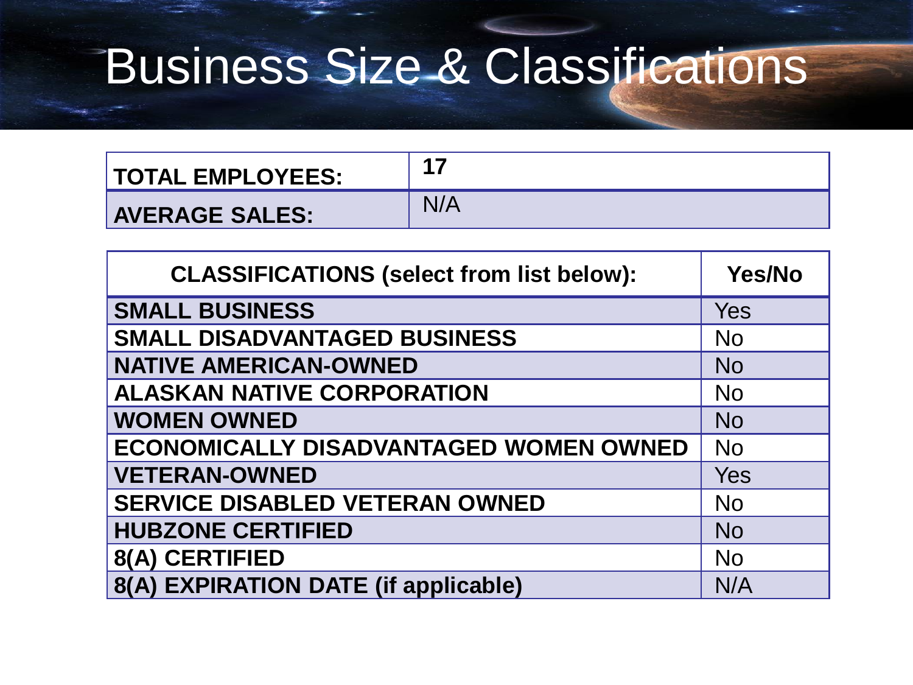# Business Size & Classifications

| TOTAL EMPLOYEES: | 17 |
|---|---|
| AVERAGE SALES: | N/A |

| CLASSIFICATIONS (select from list below): | Yes/No |
|---|---|
| SMALL BUSINESS | Yes |
| SMALL DISADVANTAGED BUSINESS | No |
| NATIVE AMERICAN-OWNED | No |
| ALASKAN NATIVE CORPORATION | No |
| WOMEN OWNED | No |
| ECONOMICALLY DISADVANTAGED WOMEN OWNED | No |
| VETERAN-OWNED | Yes |
| SERVICE DISABLED VETERAN OWNED | No |
| HUBZONE CERTIFIED | No |
| 8(A) CERTIFIED | No |
| 8(A) EXPIRATION DATE (if applicable) | N/A |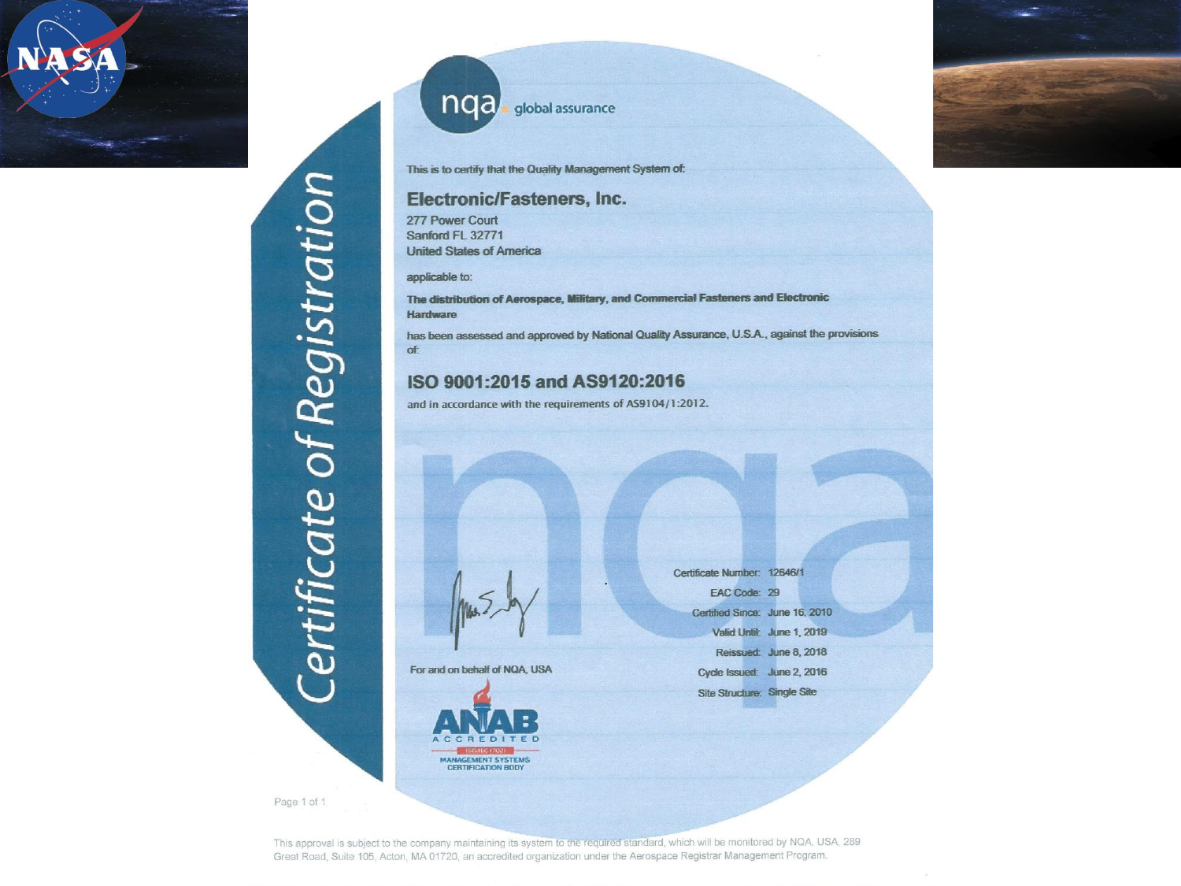# Certificate of Registration

**nqa** global assurance

This is to certify that the Quality Management System of:

## Electronic/Fasteners, Inc.

277 Power Court
Sanford FL 32771
United States of America

applicable to:

**The distribution of Aerospace, Military, and Commercial Fasteners and Electronic Hardware**

has been assessed and approved by National Quality Assurance, U.S.A., against the provisions of:

## ISO 9001:2015 and AS9120:2016

and in accordance with the requirements of AS9104/1:2012.

For and on behalf of NQA, USA

ANAB ACCREDITED
ISO/IEC 17021
MANAGEMENT SYSTEMS CERTIFICATION BODY

| | |
|---|---|
| Certificate Number: | 12646/1 |
| EAC Code: | 29 |
| Certified Since: | June 16, 2010 |
| Valid Until: | June 1, 2019 |
| Reissued: | June 8, 2018 |
| Cycle Issued: | June 2, 2016 |
| Site Structure: | Single Site |

This approval is subject to the company maintaining its system to the required standard, which will be monitored by NQA, USA, 289 Great Road, Suite 105, Acton, MA 01720, an accredited organization under the Aerospace Registrar Management Program.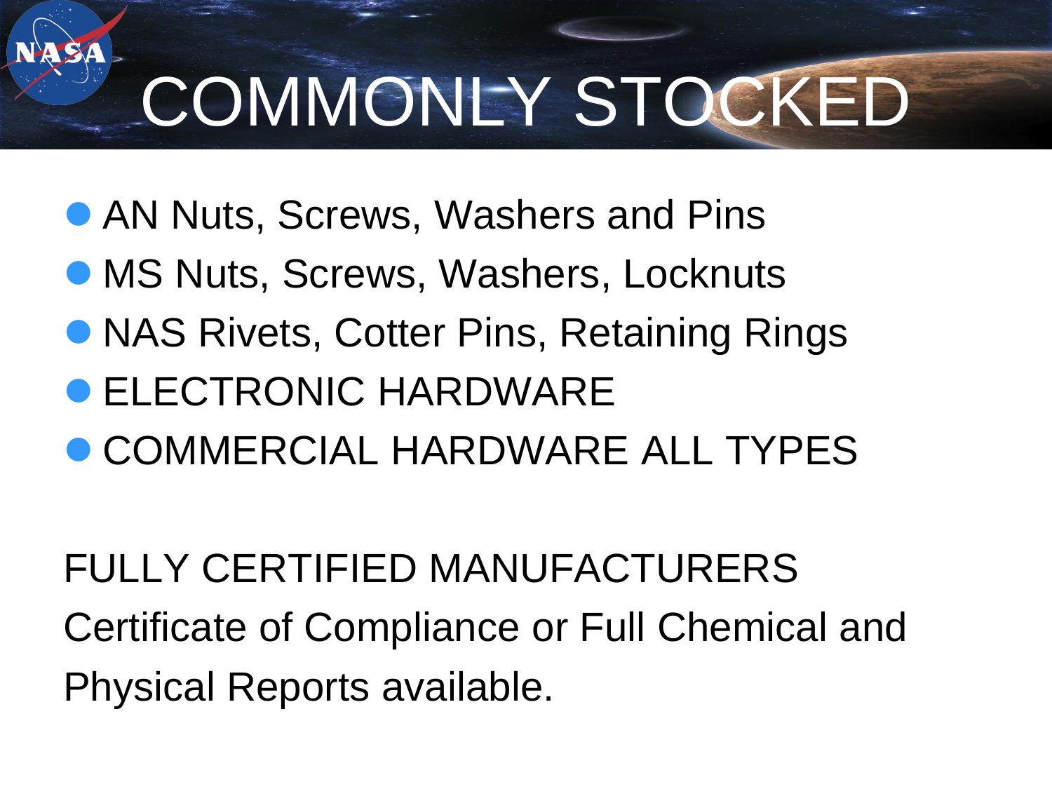# COMMONLY STOCKED

- AN Nuts, Screws, Washers and Pins
- MS Nuts, Screws, Washers, Locknuts
- NAS Rivets, Cotter Pins, Retaining Rings
- ELECTRONIC HARDWARE
- COMMERCIAL HARDWARE ALL TYPES

FULLY CERTIFIED MANUFACTURERS
Certificate of Compliance or Full Chemical and Physical Reports available.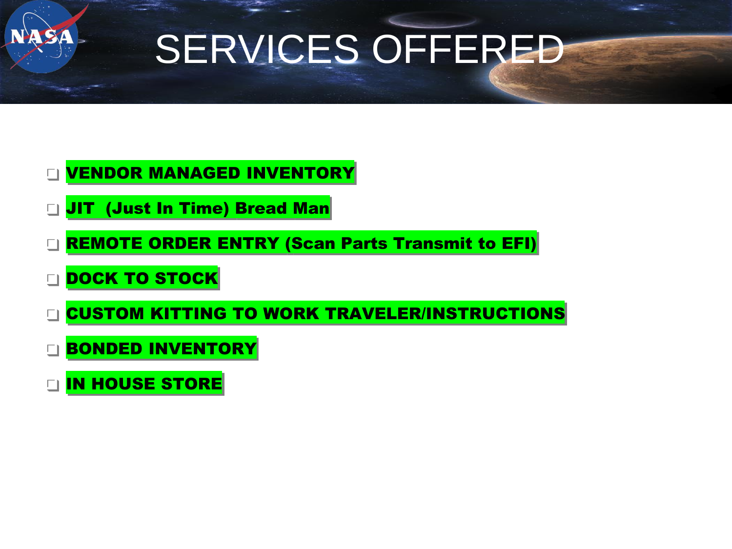# SERVICES OFFERED

- **VENDOR MANAGED INVENTORY**
- **JIT (Just In Time) Bread Man**
- **REMOTE ORDER ENTRY (Scan Parts Transmit to EFI)**
- **DOCK TO STOCK**
- **CUSTOM KITTING TO WORK TRAVELER/INSTRUCTIONS**
- **BONDED INVENTORY**
- **IN HOUSE STORE**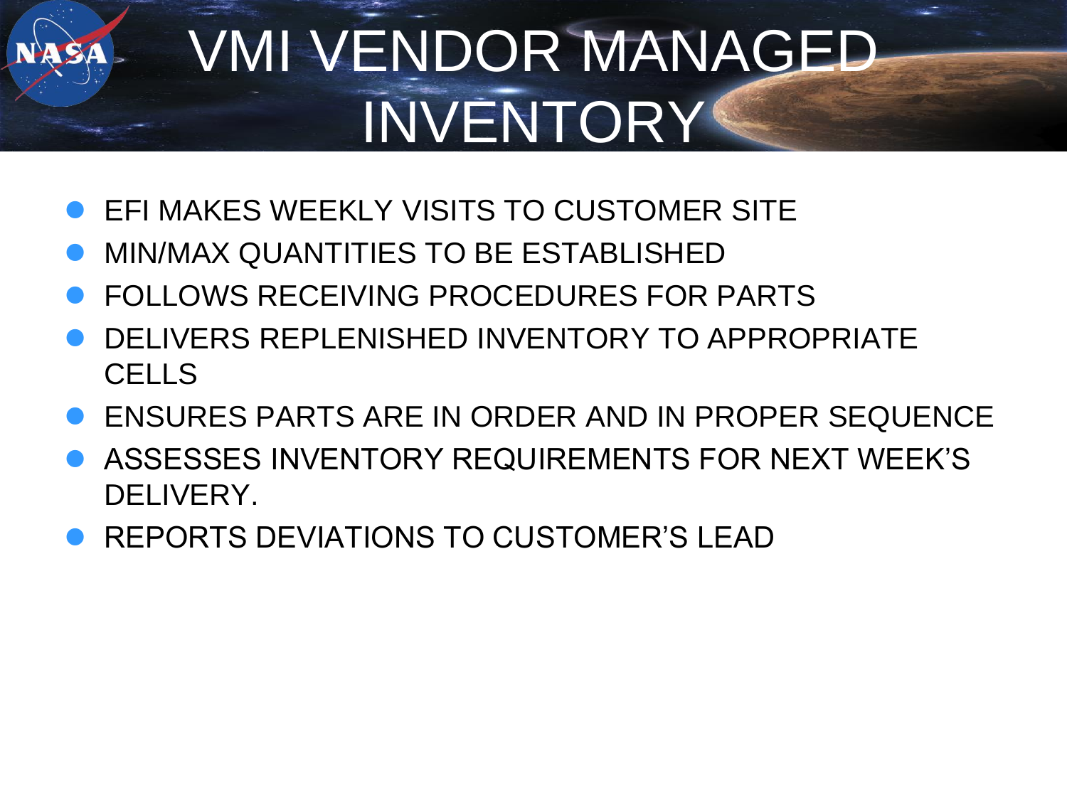# VMI VENDOR MANAGED INVENTORY

- EFI MAKES WEEKLY VISITS TO CUSTOMER SITE
- MIN/MAX QUANTITIES TO BE ESTABLISHED
- FOLLOWS RECEIVING PROCEDURES FOR PARTS
- DELIVERS REPLENISHED INVENTORY TO APPROPRIATE CELLS
- ENSURES PARTS ARE IN ORDER AND IN PROPER SEQUENCE
- ASSESSES INVENTORY REQUIREMENTS FOR NEXT WEEK'S DELIVERY.
- REPORTS DEVIATIONS TO CUSTOMER'S LEAD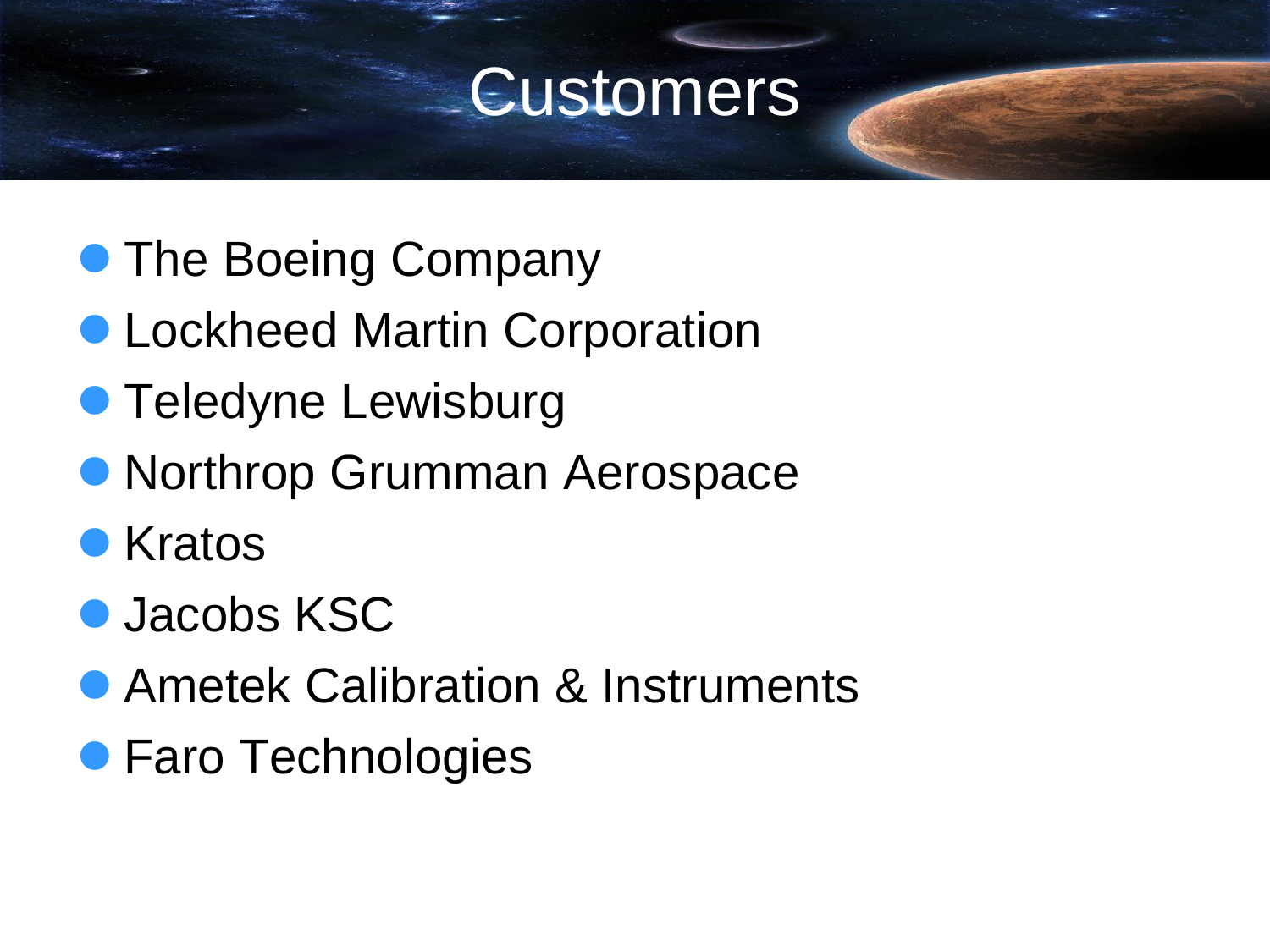# Customers

- The Boeing Company
- Lockheed Martin Corporation
- Teledyne Lewisburg
- Northrop Grumman Aerospace
- Kratos
- Jacobs KSC
- Ametek Calibration & Instruments
- Faro Technologies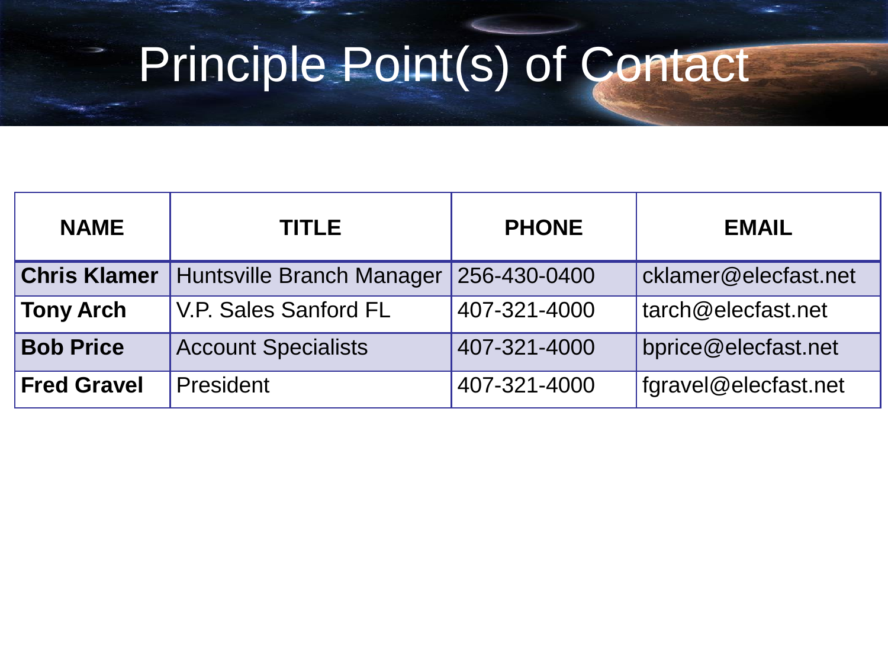# Principle Point(s) of Contact

| NAME | TITLE | PHONE | EMAIL |
|---|---|---|---|
| **Chris Klamer** | Huntsville Branch Manager | 256-430-0400 | cklamer@elecfast.net |
| **Tony Arch** | V.P. Sales Sanford FL | 407-321-4000 | tarch@elecfast.net |
| **Bob Price** | Account Specialists | 407-321-4000 | bprice@elecfast.net |
| **Fred Gravel** | President | 407-321-4000 | fgravel@elecfast.net |